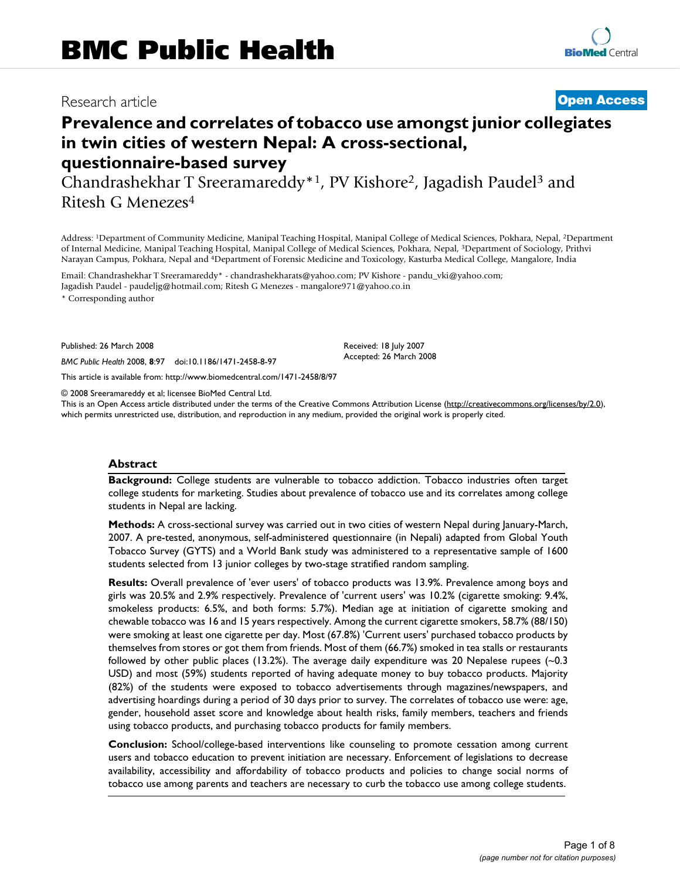# BMC Public Health

Research article

**Open Access**

# Prevalence and correlates of tobacco use amongst junior collegiates in twin cities of western Nepal: A cross-sectional, questionnaire-based survey

Chandrashekhar T Sreeramareddy*[1], PV Kishore[2], Jagadish Paudel[3] and Ritesh G Menezes[4]

Address: [1]Department of Community Medicine, Manipal Teaching Hospital, Manipal College of Medical Sciences, Pokhara, Nepal, [2]Department of Internal Medicine, Manipal Teaching Hospital, Manipal College of Medical Sciences, Pokhara, Nepal, [3]Department of Sociology, Prithvi Narayan Campus, Pokhara, Nepal and [4]Department of Forensic Medicine and Toxicology, Kasturba Medical College, Mangalore, India

Email: Chandrashekhar T Sreeramareddy* - chandrashekharats@yahoo.com; PV Kishore - pandu_vki@yahoo.com; Jagadish Paudel - paudeljg@hotmail.com; Ritesh G Menezes - mangalore971@yahoo.co.in

* Corresponding author

Published: 26 March 2008

*BMC Public Health* 2008, **8**:97 doi:10.1186/1471-2458-8-97

Received: 18 July 2007
Accepted: 26 March 2008

This article is available from: http://www.biomedcentral.com/1471-2458/8/97

© 2008 Sreeramareddy et al; licensee BioMed Central Ltd.
This is an Open Access article distributed under the terms of the Creative Commons Attribution License (http://creativecommons.org/licenses/by/2.0), which permits unrestricted use, distribution, and reproduction in any medium, provided the original work is properly cited.

## Abstract

**Background:** College students are vulnerable to tobacco addiction. Tobacco industries often target college students for marketing. Studies about prevalence of tobacco use and its correlates among college students in Nepal are lacking.

**Methods:** A cross-sectional survey was carried out in two cities of western Nepal during January-March, 2007. A pre-tested, anonymous, self-administered questionnaire (in Nepali) adapted from Global Youth Tobacco Survey (GYTS) and a World Bank study was administered to a representative sample of 1600 students selected from 13 junior colleges by two-stage stratified random sampling.

**Results:** Overall prevalence of 'ever users' of tobacco products was 13.9%. Prevalence among boys and girls was 20.5% and 2.9% respectively. Prevalence of 'current users' was 10.2% (cigarette smoking: 9.4%, smokeless products: 6.5%, and both forms: 5.7%). Median age at initiation of cigarette smoking and chewable tobacco was 16 and 15 years respectively. Among the current cigarette smokers, 58.7% (88/150) were smoking at least one cigarette per day. Most (67.8%) 'Current users' purchased tobacco products by themselves from stores or got them from friends. Most of them (66.7%) smoked in tea stalls or restaurants followed by other public places (13.2%). The average daily expenditure was 20 Nepalese rupees (~0.3 USD) and most (59%) students reported of having adequate money to buy tobacco products. Majority (82%) of the students were exposed to tobacco advertisements through magazines/newspapers, and advertising hoardings during a period of 30 days prior to survey. The correlates of tobacco use were: age, gender, household asset score and knowledge about health risks, family members, teachers and friends using tobacco products, and purchasing tobacco products for family members.

**Conclusion:** School/college-based interventions like counseling to promote cessation among current users and tobacco education to prevent initiation are necessary. Enforcement of legislations to decrease availability, accessibility and affordability of tobacco products and policies to change social norms of tobacco use among parents and teachers are necessary to curb the tobacco use among college students.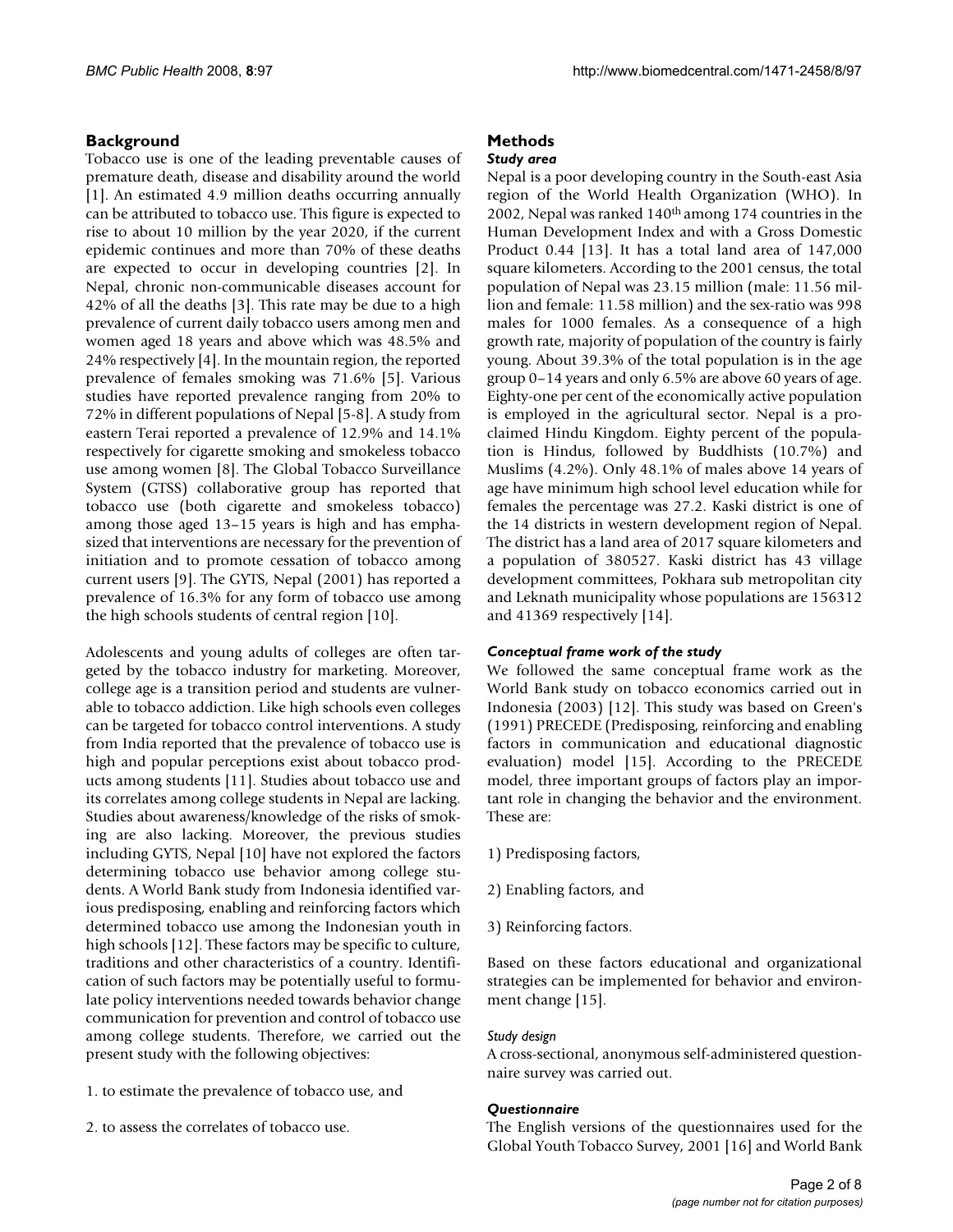## Background

Tobacco use is one of the leading preventable causes of premature death, disease and disability around the world [1]. An estimated 4.9 million deaths occurring annually can be attributed to tobacco use. This figure is expected to rise to about 10 million by the year 2020, if the current epidemic continues and more than 70% of these deaths are expected to occur in developing countries [2]. In Nepal, chronic non-communicable diseases account for 42% of all the deaths [3]. This rate may be due to a high prevalence of current daily tobacco users among men and women aged 18 years and above which was 48.5% and 24% respectively [4]. In the mountain region, the reported prevalence of females smoking was 71.6% [5]. Various studies have reported prevalence ranging from 20% to 72% in different populations of Nepal [5-8]. A study from eastern Terai reported a prevalence of 12.9% and 14.1% respectively for cigarette smoking and smokeless tobacco use among women [8]. The Global Tobacco Surveillance System (GTSS) collaborative group has reported that tobacco use (both cigarette and smokeless tobacco) among those aged 13–15 years is high and has emphasized that interventions are necessary for the prevention of initiation and to promote cessation of tobacco among current users [9]. The GYTS, Nepal (2001) has reported a prevalence of 16.3% for any form of tobacco use among the high schools students of central region [10].

Adolescents and young adults of colleges are often targeted by the tobacco industry for marketing. Moreover, college age is a transition period and students are vulnerable to tobacco addiction. Like high schools even colleges can be targeted for tobacco control interventions. A study from India reported that the prevalence of tobacco use is high and popular perceptions exist about tobacco products among students [11]. Studies about tobacco use and its correlates among college students in Nepal are lacking. Studies about awareness/knowledge of the risks of smoking are also lacking. Moreover, the previous studies including GYTS, Nepal [10] have not explored the factors determining tobacco use behavior among college students. A World Bank study from Indonesia identified various predisposing, enabling and reinforcing factors which determined tobacco use among the Indonesian youth in high schools [12]. These factors may be specific to culture, traditions and other characteristics of a country. Identification of such factors may be potentially useful to formulate policy interventions needed towards behavior change communication for prevention and control of tobacco use among college students. Therefore, we carried out the present study with the following objectives:

1. to estimate the prevalence of tobacco use, and

2. to assess the correlates of tobacco use.

## Methods

### *Study area*

Nepal is a poor developing country in the South-east Asia region of the World Health Organization (WHO). In 2002, Nepal was ranked 140th among 174 countries in the Human Development Index and with a Gross Domestic Product 0.44 [13]. It has a total land area of 147,000 square kilometers. According to the 2001 census, the total population of Nepal was 23.15 million (male: 11.56 million and female: 11.58 million) and the sex-ratio was 998 males for 1000 females. As a consequence of a high growth rate, majority of population of the country is fairly young. About 39.3% of the total population is in the age group 0–14 years and only 6.5% are above 60 years of age. Eighty-one per cent of the economically active population is employed in the agricultural sector. Nepal is a proclaimed Hindu Kingdom. Eighty percent of the population is Hindus, followed by Buddhists (10.7%) and Muslims (4.2%). Only 48.1% of males above 14 years of age have minimum high school level education while for females the percentage was 27.2. Kaski district is one of the 14 districts in western development region of Nepal. The district has a land area of 2017 square kilometers and a population of 380527. Kaski district has 43 village development committees, Pokhara sub metropolitan city and Leknath municipality whose populations are 156312 and 41369 respectively [14].

### *Conceptual frame work of the study*

We followed the same conceptual frame work as the World Bank study on tobacco economics carried out in Indonesia (2003) [12]. This study was based on Green's (1991) PRECEDE (Predisposing, reinforcing and enabling factors in communication and educational diagnostic evaluation) model [15]. According to the PRECEDE model, three important groups of factors play an important role in changing the behavior and the environment. These are:

1) Predisposing factors,

2) Enabling factors, and

3) Reinforcing factors.

Based on these factors educational and organizational strategies can be implemented for behavior and environment change [15].

### *Study design*

A cross-sectional, anonymous self-administered questionnaire survey was carried out.

### *Questionnaire*

The English versions of the questionnaires used for the Global Youth Tobacco Survey, 2001 [16] and World Bank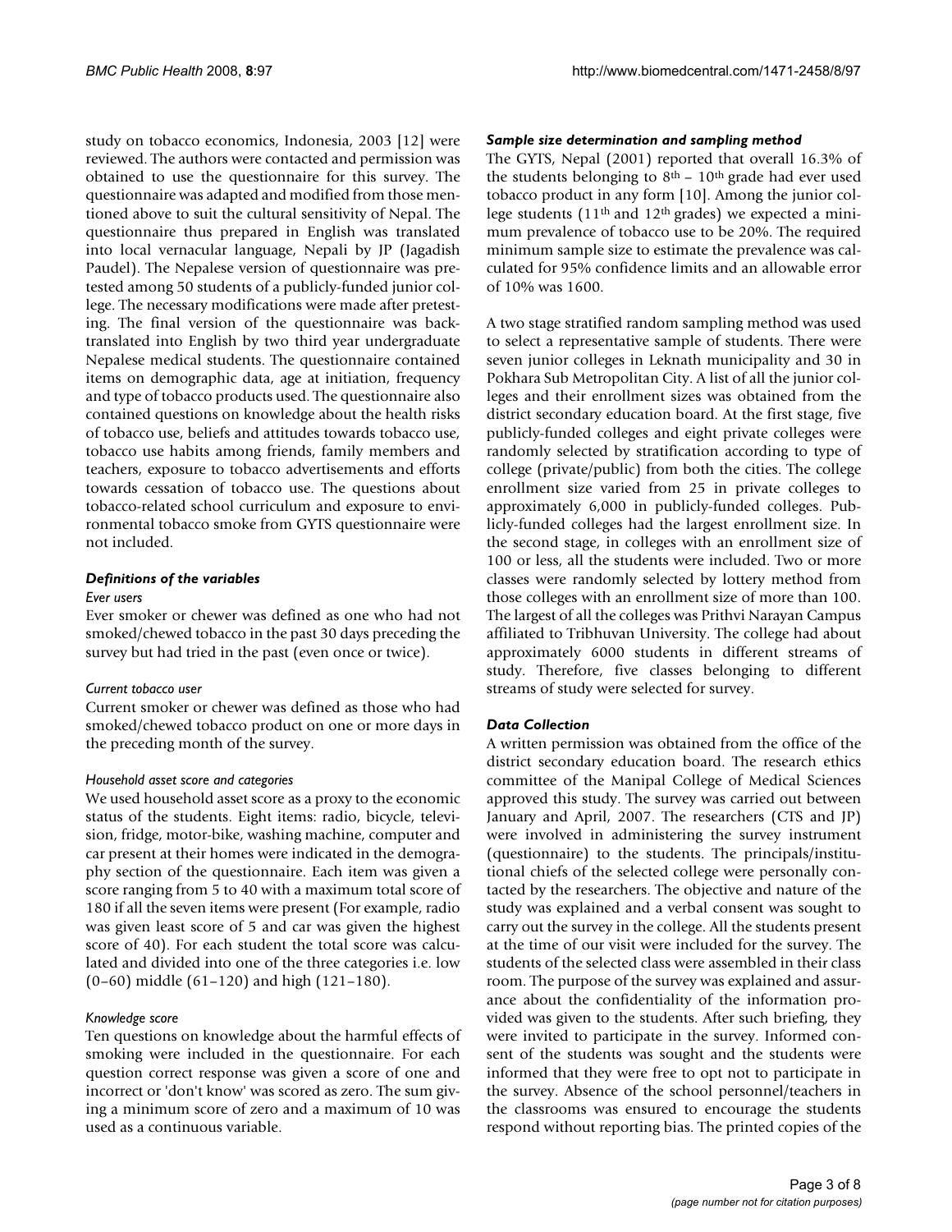study on tobacco economics, Indonesia, 2003 [12] were reviewed. The authors were contacted and permission was obtained to use the questionnaire for this survey. The questionnaire was adapted and modified from those mentioned above to suit the cultural sensitivity of Nepal. The questionnaire thus prepared in English was translated into local vernacular language, Nepali by JP (Jagadish Paudel). The Nepalese version of questionnaire was pretested among 50 students of a publicly-funded junior college. The necessary modifications were made after pretesting. The final version of the questionnaire was back-translated into English by two third year undergraduate Nepalese medical students. The questionnaire contained items on demographic data, age at initiation, frequency and type of tobacco products used. The questionnaire also contained questions on knowledge about the health risks of tobacco use, beliefs and attitudes towards tobacco use, tobacco use habits among friends, family members and teachers, exposure to tobacco advertisements and efforts towards cessation of tobacco use. The questions about tobacco-related school curriculum and exposure to environmental tobacco smoke from GYTS questionnaire were not included.

### *Definitions of the variables*

#### *Ever users*

Ever smoker or chewer was defined as one who had not smoked/chewed tobacco in the past 30 days preceding the survey but had tried in the past (even once or twice).

#### *Current tobacco user*

Current smoker or chewer was defined as those who had smoked/chewed tobacco product on one or more days in the preceding month of the survey.

#### *Household asset score and categories*

We used household asset score as a proxy to the economic status of the students. Eight items: radio, bicycle, television, fridge, motor-bike, washing machine, computer and car present at their homes were indicated in the demography section of the questionnaire. Each item was given a score ranging from 5 to 40 with a maximum total score of 180 if all the seven items were present (For example, radio was given least score of 5 and car was given the highest score of 40). For each student the total score was calculated and divided into one of the three categories i.e. low (0–60) middle (61–120) and high (121–180).

#### *Knowledge score*

Ten questions on knowledge about the harmful effects of smoking were included in the questionnaire. For each question correct response was given a score of one and incorrect or 'don't know' was scored as zero. The sum giving a minimum score of zero and a maximum of 10 was used as a continuous variable.

### *Sample size determination and sampling method*

The GYTS, Nepal (2001) reported that overall 16.3% of the students belonging to 8th – 10th grade had ever used tobacco product in any form [10]. Among the junior college students (11th and 12th grades) we expected a minimum prevalence of tobacco use to be 20%. The required minimum sample size to estimate the prevalence was calculated for 95% confidence limits and an allowable error of 10% was 1600.

A two stage stratified random sampling method was used to select a representative sample of students. There were seven junior colleges in Leknath municipality and 30 in Pokhara Sub Metropolitan City. A list of all the junior colleges and their enrollment sizes was obtained from the district secondary education board. At the first stage, five publicly-funded colleges and eight private colleges were randomly selected by stratification according to type of college (private/public) from both the cities. The college enrollment size varied from 25 in private colleges to approximately 6,000 in publicly-funded colleges. Publicly-funded colleges had the largest enrollment size. In the second stage, in colleges with an enrollment size of 100 or less, all the students were included. Two or more classes were randomly selected by lottery method from those colleges with an enrollment size of more than 100. The largest of all the colleges was Prithvi Narayan Campus affiliated to Tribhuvan University. The college had about approximately 6000 students in different streams of study. Therefore, five classes belonging to different streams of study were selected for survey.

### *Data Collection*

A written permission was obtained from the office of the district secondary education board. The research ethics committee of the Manipal College of Medical Sciences approved this study. The survey was carried out between January and April, 2007. The researchers (CTS and JP) were involved in administering the survey instrument (questionnaire) to the students. The principals/institutional chiefs of the selected college were personally contacted by the researchers. The objective and nature of the study was explained and a verbal consent was sought to carry out the survey in the college. All the students present at the time of our visit were included for the survey. The students of the selected class were assembled in their class room. The purpose of the survey was explained and assurance about the confidentiality of the information provided was given to the students. After such briefing, they were invited to participate in the survey. Informed consent of the students was sought and the students were informed that they were free to opt not to participate in the survey. Absence of the school personnel/teachers in the classrooms was ensured to encourage the students respond without reporting bias. The printed copies of the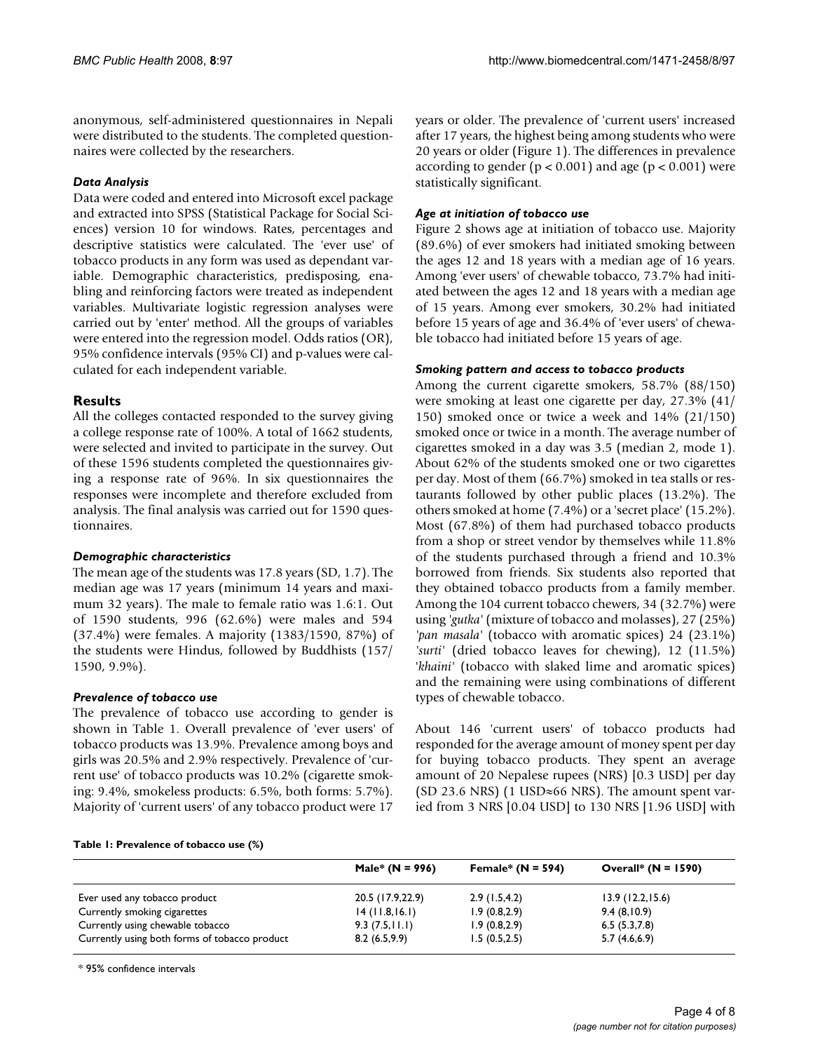anonymous, self-administered questionnaires in Nepali were distributed to the students. The completed questionnaires were collected by the researchers.

### *Data Analysis*

Data were coded and entered into Microsoft excel package and extracted into SPSS (Statistical Package for Social Sciences) version 10 for windows. Rates, percentages and descriptive statistics were calculated. The 'ever use' of tobacco products in any form was used as dependant variable. Demographic characteristics, predisposing, enabling and reinforcing factors were treated as independent variables. Multivariate logistic regression analyses were carried out by 'enter' method. All the groups of variables were entered into the regression model. Odds ratios (OR), 95% confidence intervals (95% CI) and p-values were calculated for each independent variable.

## Results

All the colleges contacted responded to the survey giving a college response rate of 100%. A total of 1662 students, were selected and invited to participate in the survey. Out of these 1596 students completed the questionnaires giving a response rate of 96%. In six questionnaires the responses were incomplete and therefore excluded from analysis. The final analysis was carried out for 1590 questionnaires.

### *Demographic characteristics*

The mean age of the students was 17.8 years (SD, 1.7). The median age was 17 years (minimum 14 years and maximum 32 years). The male to female ratio was 1.6:1. Out of 1590 students, 996 (62.6%) were males and 594 (37.4%) were females. A majority (1383/1590, 87%) of the students were Hindus, followed by Buddhists (157/1590, 9.9%).

### *Prevalence of tobacco use*

The prevalence of tobacco use according to gender is shown in Table 1. Overall prevalence of 'ever users' of tobacco products was 13.9%. Prevalence among boys and girls was 20.5% and 2.9% respectively. Prevalence of 'current use' of tobacco products was 10.2% (cigarette smoking: 9.4%, smokeless products: 6.5%, both forms: 5.7%). Majority of 'current users' of any tobacco product were 17 years or older. The prevalence of 'current users' increased after 17 years, the highest being among students who were 20 years or older (Figure 1). The differences in prevalence according to gender ($p < 0.001$) and age ($p < 0.001$) were statistically significant.

### *Age at initiation of tobacco use*

Figure 2 shows age at initiation of tobacco use. Majority (89.6%) of ever smokers had initiated smoking between the ages 12 and 18 years with a median age of 16 years. Among 'ever users' of chewable tobacco, 73.7% had initiated between the ages 12 and 18 years with a median age of 15 years. Among ever smokers, 30.2% had initiated before 15 years of age and 36.4% of 'ever users' of chewable tobacco had initiated before 15 years of age.

### *Smoking pattern and access to tobacco products*

Among the current cigarette smokers, 58.7% (88/150) were smoking at least one cigarette per day, 27.3% (41/150) smoked once or twice a week and 14% (21/150) smoked once or twice in a month. The average number of cigarettes smoked in a day was 3.5 (median 2, mode 1). About 62% of the students smoked one or two cigarettes per day. Most of them (66.7%) smoked in tea stalls or restaurants followed by other public places (13.2%). The others smoked at home (7.4%) or a 'secret place' (15.2%). Most (67.8%) of them had purchased tobacco products from a shop or street vendor by themselves while 11.8% of the students purchased through a friend and 10.3% borrowed from friends. Six students also reported that they obtained tobacco products from a family member. Among the 104 current tobacco chewers, 34 (32.7%) were using '*gutka*' (mixture of tobacco and molasses), 27 (25%) '*pan masala*' (tobacco with aromatic spices) 24 (23.1%) '*surti*' (dried tobacco leaves for chewing), 12 (11.5%) '*khaini*' (tobacco with slaked lime and aromatic spices) and the remaining were using combinations of different types of chewable tobacco.

About 146 'current users' of tobacco products had responded for the average amount of money spent per day for buying tobacco products. They spent an average amount of 20 Nepalese rupees (NRS) [0.3 USD] per day (SD 23.6 NRS) (1 USD≈66 NRS). The amount spent varied from 3 NRS [0.04 USD] to 130 NRS [1.96 USD] with

**Table 1: Prevalence of tobacco use (%)**

| | Male* (N = 996) | Female* (N = 594) | Overall* (N = 1590) |
|---|---|---|---|
| Ever used any tobacco product | 20.5 (17.9,22.9) | 2.9 (1.5,4.2) | 13.9 (12.2,15.6) |
| Currently smoking cigarettes | 14 (11.8,16.1) | 1.9 (0.8,2.9) | 9.4 (8,10.9) |
| Currently using chewable tobacco | 9.3 (7.5,11.1) | 1.9 (0.8,2.9) | 6.5 (5.3,7.8) |
| Currently using both forms of tobacco product | 8.2 (6.5,9.9) | 1.5 (0.5,2.5) | 5.7 (4.6,6.9) |

\* 95% confidence intervals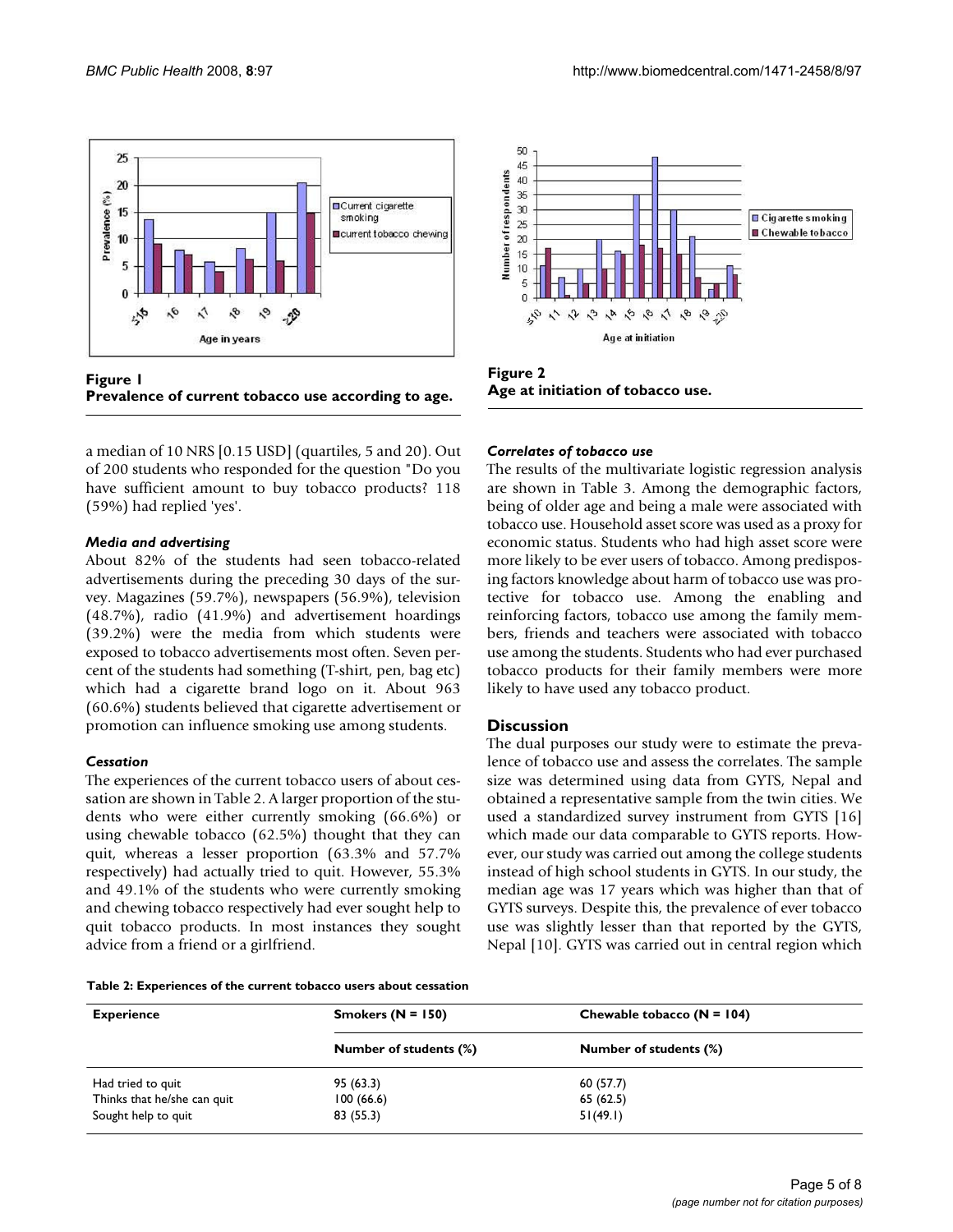Figure 1
**Prevalence of current tobacco use according to age.**

Figure 2
**Age at initiation of tobacco use.**

a median of 10 NRS [0.15 USD] (quartiles, 5 and 20). Out of 200 students who responded for the question "Do you have sufficient amount to buy tobacco products? 118 (59%) had replied 'yes'.

### *Media and advertising*

About 82% of the students had seen tobacco-related advertisements during the preceding 30 days of the survey. Magazines (59.7%), newspapers (56.9%), television (48.7%), radio (41.9%) and advertisement hoardings (39.2%) were the media from which students were exposed to tobacco advertisements most often. Seven percent of the students had something (T-shirt, pen, bag etc) which had a cigarette brand logo on it. About 963 (60.6%) students believed that cigarette advertisement or promotion can influence smoking use among students.

### *Cessation*

The experiences of the current tobacco users of about cessation are shown in Table 2. A larger proportion of the students who were either currently smoking (66.6%) or using chewable tobacco (62.5%) thought that they can quit, whereas a lesser proportion (63.3% and 57.7% respectively) had actually tried to quit. However, 55.3% and 49.1% of the students who were currently smoking and chewing tobacco respectively had ever sought help to quit tobacco products. In most instances they sought advice from a friend or a girlfriend.

### *Correlates of tobacco use*

The results of the multivariate logistic regression analysis are shown in Table 3. Among the demographic factors, being of older age and being a male were associated with tobacco use. Household asset score was used as a proxy for economic status. Students who had high asset score were more likely to be ever users of tobacco. Among predisposing factors knowledge about harm of tobacco use was protective for tobacco use. Among the enabling and reinforcing factors, tobacco use among the family members, friends and teachers were associated with tobacco use among the students. Students who had ever purchased tobacco products for their family members were more likely to have used any tobacco product.

## Discussion

The dual purposes our study were to estimate the prevalence of tobacco use and assess the correlates. The sample size was determined using data from GYTS, Nepal and obtained a representative sample from the twin cities. We used a standardized survey instrument from GYTS [16] which made our data comparable to GYTS reports. However, our study was carried out among the college students instead of high school students in GYTS. In our study, the median age was 17 years which was higher than that of GYTS surveys. Despite this, the prevalence of ever tobacco use was slightly lesser than that reported by the GYTS, Nepal [10]. GYTS was carried out in central region which

**Table 2: Experiences of the current tobacco users about cessation**

| Experience | Smokers (N = 150) | Chewable tobacco (N = 104) |
|---|---|---|
| | Number of students (%) | Number of students (%) |
| Had tried to quit | 95 (63.3) | 60 (57.7) |
| Thinks that he/she can quit | 100 (66.6) | 65 (62.5) |
| Sought help to quit | 83 (55.3) | 51(49.1) |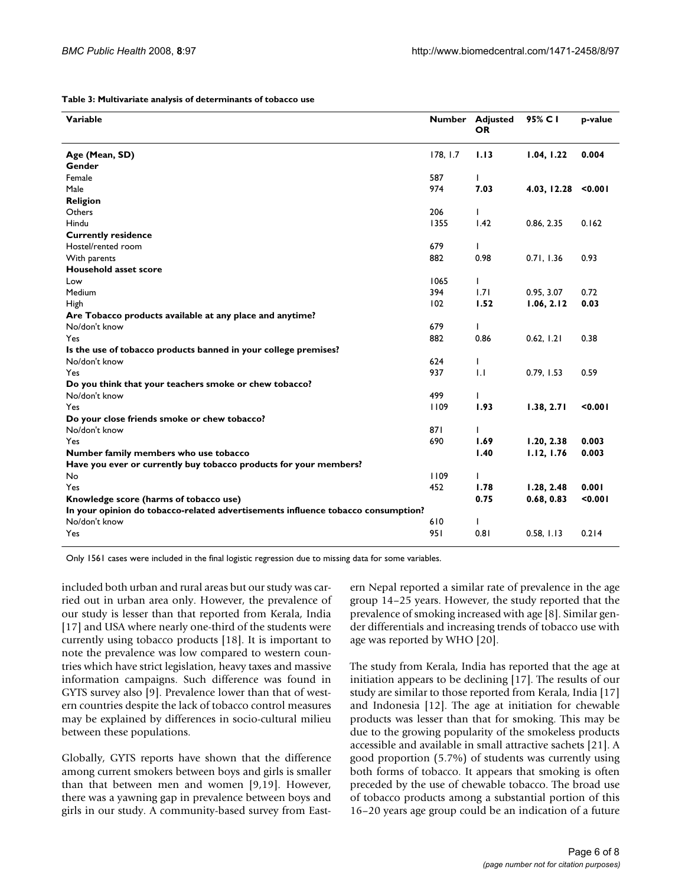**Table 3: Multivariate analysis of determinants of tobacco use**

| Variable | Number | Adjusted OR | 95% C I | p-value |
|---|---|---|---|---|
| **Age (Mean, SD)** | 178, 1.7 | **1.13** | **1.04, 1.22** | **0.004** |
| **Gender** | | | | |
| Female | 587 | 1 | | |
| Male | 974 | **7.03** | **4.03, 12.28** | **<0.001** |
| **Religion** | | | | |
| Others | 206 | 1 | | |
| Hindu | 1355 | 1.42 | 0.86, 2.35 | 0.162 |
| **Currently residence** | | | | |
| Hostel/rented room | 679 | 1 | | |
| With parents | 882 | 0.98 | 0.71, 1.36 | 0.93 |
| **Household asset score** | | | | |
| Low | 1065 | 1 | | |
| Medium | 394 | 1.71 | 0.95, 3.07 | 0.72 |
| High | 102 | **1.52** | **1.06, 2.12** | **0.03** |
| **Are Tobacco products available at any place and anytime?** | | | | |
| No/don't know | 679 | 1 | | |
| Yes | 882 | 0.86 | 0.62, 1.21 | 0.38 |
| **Is the use of tobacco products banned in your college premises?** | | | | |
| No/don't know | 624 | 1 | | |
| Yes | 937 | 1.1 | 0.79, 1.53 | 0.59 |
| **Do you think that your teachers smoke or chew tobacco?** | | | | |
| No/don't know | 499 | 1 | | |
| Yes | 1109 | **1.93** | **1.38, 2.71** | **<0.001** |
| **Do your close friends smoke or chew tobacco?** | | | | |
| No/don't know | 871 | 1 | | |
| Yes | 690 | **1.69** | **1.20, 2.38** | **0.003** |
| **Number family members who use tobacco** | | **1.40** | **1.12, 1.76** | **0.003** |
| **Have you ever or currently buy tobacco products for your members?** | | | | |
| No | 1109 | 1 | | |
| Yes | 452 | **1.78** | **1.28, 2.48** | **0.001** |
| **Knowledge score (harms of tobacco use)** | | **0.75** | **0.68, 0.83** | **<0.001** |
| **In your opinion do tobacco-related advertisements influence tobacco consumption?** | | | | |
| No/don't know | 610 | 1 | | |
| Yes | 951 | 0.81 | 0.58, 1.13 | 0.214 |

Only 1561 cases were included in the final logistic regression due to missing data for some variables.

included both urban and rural areas but our study was carried out in urban area only. However, the prevalence of our study is lesser than that reported from Kerala, India [17] and USA where nearly one-third of the students were currently using tobacco products [18]. It is important to note the prevalence was low compared to western countries which have strict legislation, heavy taxes and massive information campaigns. Such difference was found in GYTS survey also [9]. Prevalence lower than that of western countries despite the lack of tobacco control measures may be explained by differences in socio-cultural milieu between these populations.

Globally, GYTS reports have shown that the difference among current smokers between boys and girls is smaller than that between men and women [9,19]. However, there was a yawning gap in prevalence between boys and girls in our study. A community-based survey from Eastern Nepal reported a similar rate of prevalence in the age group 14–25 years. However, the study reported that the prevalence of smoking increased with age [8]. Similar gender differentials and increasing trends of tobacco use with age was reported by WHO [20].

The study from Kerala, India has reported that the age at initiation appears to be declining [17]. The results of our study are similar to those reported from Kerala, India [17] and Indonesia [12]. The age at initiation for chewable products was lesser than that for smoking. This may be due to the growing popularity of the smokeless products accessible and available in small attractive sachets [21]. A good proportion (5.7%) of students was currently using both forms of tobacco. It appears that smoking is often preceded by the use of chewable tobacco. The broad use of tobacco products among a substantial portion of this 16–20 years age group could be an indication of a future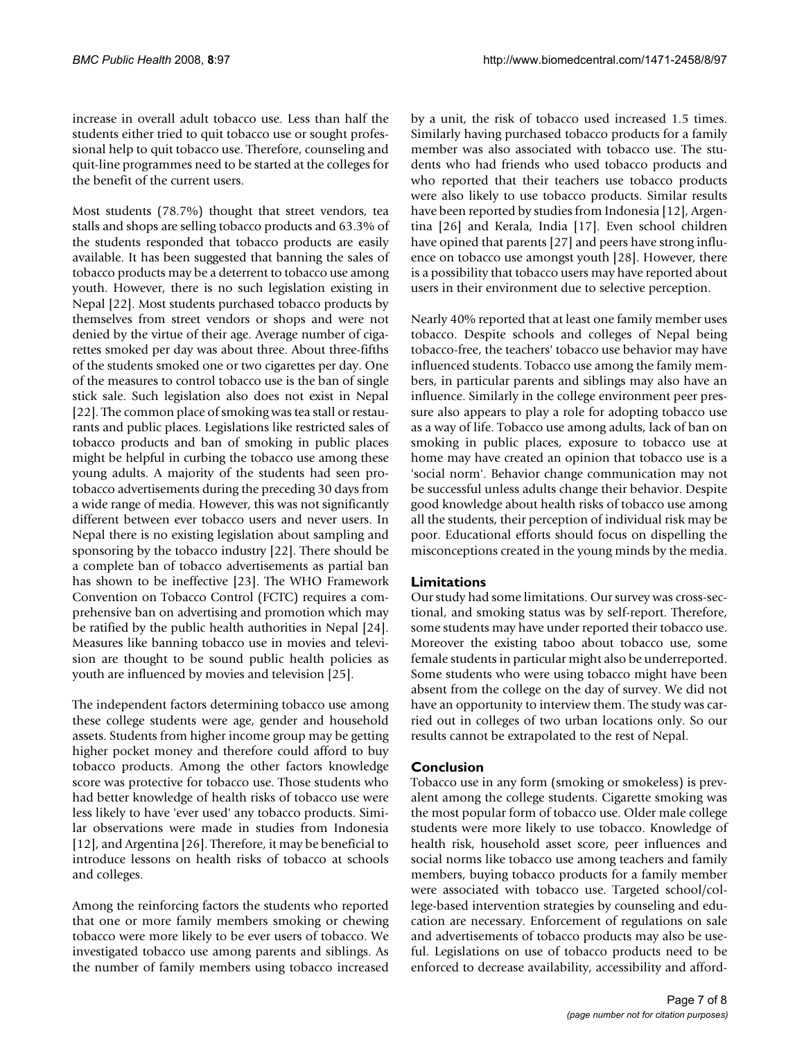increase in overall adult tobacco use. Less than half the students either tried to quit tobacco use or sought professional help to quit tobacco use. Therefore, counseling and quit-line programmes need to be started at the colleges for the benefit of the current users.

Most students (78.7%) thought that street vendors, tea stalls and shops are selling tobacco products and 63.3% of the students responded that tobacco products are easily available. It has been suggested that banning the sales of tobacco products may be a deterrent to tobacco use among youth. However, there is no such legislation existing in Nepal [22]. Most students purchased tobacco products by themselves from street vendors or shops and were not denied by the virtue of their age. Average number of cigarettes smoked per day was about three. About three-fifths of the students smoked one or two cigarettes per day. One of the measures to control tobacco use is the ban of single stick sale. Such legislation also does not exist in Nepal [22]. The common place of smoking was tea stall or restaurants and public places. Legislations like restricted sales of tobacco products and ban of smoking in public places might be helpful in curbing the tobacco use among these young adults. A majority of the students had seen pro-tobacco advertisements during the preceding 30 days from a wide range of media. However, this was not significantly different between ever tobacco users and never users. In Nepal there is no existing legislation about sampling and sponsoring by the tobacco industry [22]. There should be a complete ban of tobacco advertisements as partial ban has shown to be ineffective [23]. The WHO Framework Convention on Tobacco Control (FCTC) requires a comprehensive ban on advertising and promotion which may be ratified by the public health authorities in Nepal [24]. Measures like banning tobacco use in movies and television are thought to be sound public health policies as youth are influenced by movies and television [25].

The independent factors determining tobacco use among these college students were age, gender and household assets. Students from higher income group may be getting higher pocket money and therefore could afford to buy tobacco products. Among the other factors knowledge score was protective for tobacco use. Those students who had better knowledge of health risks of tobacco use were less likely to have 'ever used' any tobacco products. Similar observations were made in studies from Indonesia [12], and Argentina [26]. Therefore, it may be beneficial to introduce lessons on health risks of tobacco at schools and colleges.

Among the reinforcing factors the students who reported that one or more family members smoking or chewing tobacco were more likely to be ever users of tobacco. We investigated tobacco use among parents and siblings. As the number of family members using tobacco increased by a unit, the risk of tobacco used increased 1.5 times. Similarly having purchased tobacco products for a family member was also associated with tobacco use. The students who had friends who used tobacco products and who reported that their teachers use tobacco products were also likely to use tobacco products. Similar results have been reported by studies from Indonesia [12], Argentina [26] and Kerala, India [17]. Even school children have opined that parents [27] and peers have strong influence on tobacco use amongst youth [28]. However, there is a possibility that tobacco users may have reported about users in their environment due to selective perception.

Nearly 40% reported that at least one family member uses tobacco. Despite schools and colleges of Nepal being tobacco-free, the teachers' tobacco use behavior may have influenced students. Tobacco use among the family members, in particular parents and siblings may also have an influence. Similarly in the college environment peer pressure also appears to play a role for adopting tobacco use as a way of life. Tobacco use among adults, lack of ban on smoking in public places, exposure to tobacco use at home may have created an opinion that tobacco use is a 'social norm'. Behavior change communication may not be successful unless adults change their behavior. Despite good knowledge about health risks of tobacco use among all the students, their perception of individual risk may be poor. Educational efforts should focus on dispelling the misconceptions created in the young minds by the media.

## Limitations

Our study had some limitations. Our survey was cross-sectional, and smoking status was by self-report. Therefore, some students may have under reported their tobacco use. Moreover the existing taboo about tobacco use, some female students in particular might also be underreported. Some students who were using tobacco might have been absent from the college on the day of survey. We did not have an opportunity to interview them. The study was carried out in colleges of two urban locations only. So our results cannot be extrapolated to the rest of Nepal.

## Conclusion

Tobacco use in any form (smoking or smokeless) is prevalent among the college students. Cigarette smoking was the most popular form of tobacco use. Older male college students were more likely to use tobacco. Knowledge of health risk, household asset score, peer influences and social norms like tobacco use among teachers and family members, buying tobacco products for a family member were associated with tobacco use. Targeted school/college-based intervention strategies by counseling and education are necessary. Enforcement of regulations on sale and advertisements of tobacco products may also be useful. Legislations on use of tobacco products need to be enforced to decrease availability, accessibility and afford-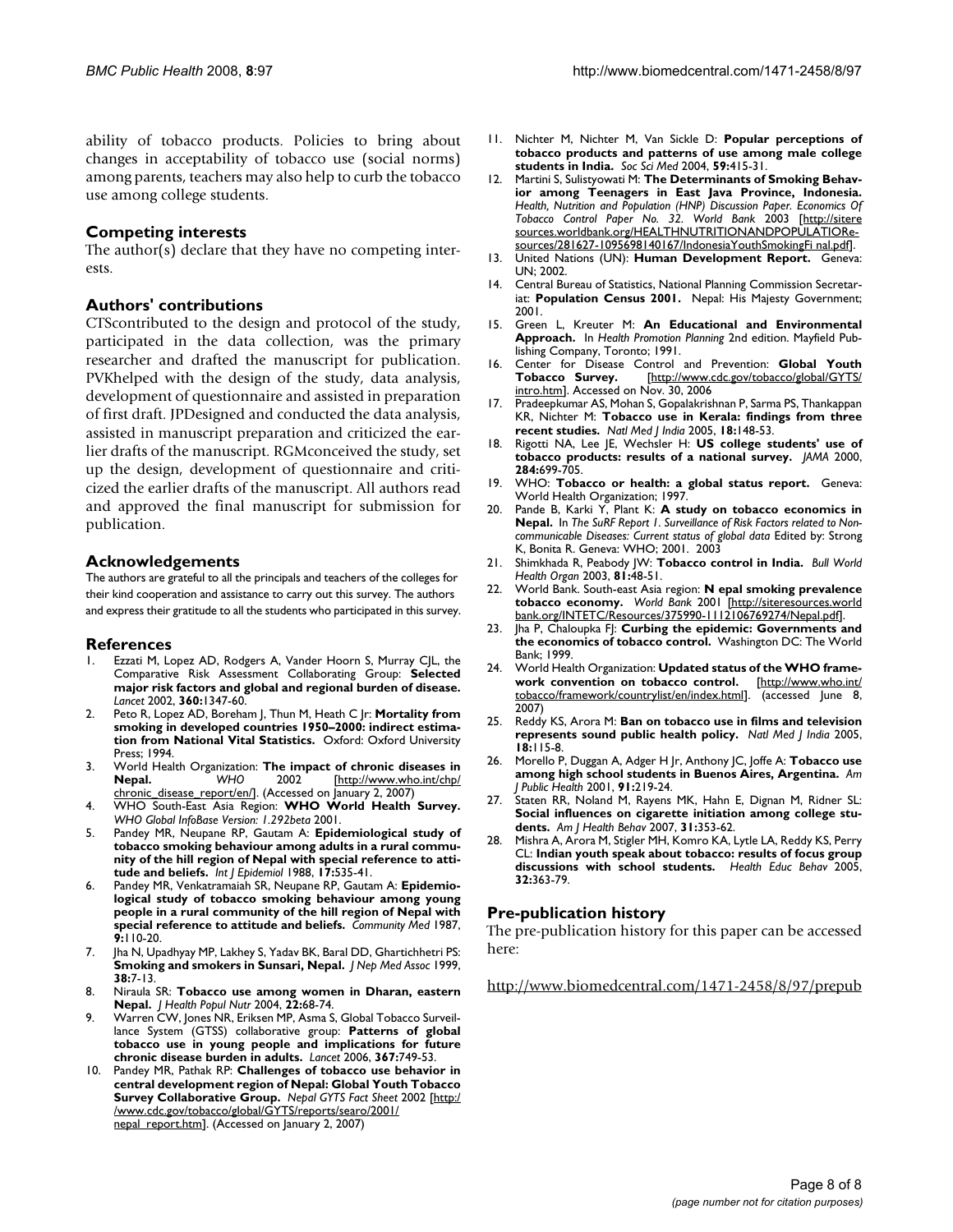ability of tobacco products. Policies to bring about changes in acceptability of tobacco use (social norms) among parents, teachers may also help to curb the tobacco use among college students.

## Competing interests

The author(s) declare that they have no competing interests.

## Authors' contributions

CTScontributed to the design and protocol of the study, participated in the data collection, was the primary researcher and drafted the manuscript for publication. PVKhelped with the design of the study, data analysis, development of questionnaire and assisted in preparation of first draft. JPDesigned and conducted the data analysis, assisted in manuscript preparation and criticized the earlier drafts of the manuscript. RGMconceived the study, set up the design, development of questionnaire and criticized the earlier drafts of the manuscript. All authors read and approved the final manuscript for submission for publication.

## Acknowledgements

The authors are grateful to all the principals and teachers of the colleges for their kind cooperation and assistance to carry out this survey. The authors and express their gratitude to all the students who participated in this survey.

## References

1. Ezzati M, Lopez AD, Rodgers A, Vander Hoorn S, Murray CJL, the Comparative Risk Assessment Collaborating Group: **Selected major risk factors and global and regional burden of disease.** *Lancet* 2002, **360:**1347-60.
2. Peto R, Lopez AD, Boreham J, Thun M, Heath C Jr: **Mortality from smoking in developed countries 1950–2000: indirect estimation from National Vital Statistics.** Oxford: Oxford University Press; 1994.
3. World Health Organization: **The impact of chronic diseases in Nepal.** *WHO* 2002 [http://www.who.int/chp/chronic_disease_report/en/]. (Accessed on January 2, 2007)
4. WHO South-East Asia Region: **WHO World Health Survey.** *WHO Global InfoBase Version: 1.292beta* 2001.
5. Pandey MR, Neupane RP, Gautam A: **Epidemiological study of tobacco smoking behaviour among adults in a rural community of the hill region of Nepal with special reference to attitude and beliefs.** *Int J Epidemiol* 1988, **17:**535-41.
6. Pandey MR, Venkatramaiah SR, Neupane RP, Gautam A: **Epidemiological study of tobacco smoking behaviour among young people in a rural community of the hill region of Nepal with special reference to attitude and beliefs.** *Community Med* 1987, **9:**110-20.
7. Jha N, Upadhyay MP, Lakhey S, Yadav BK, Baral DD, Ghartichhetri PS: **Smoking and smokers in Sunsari, Nepal.** *J Nep Med Assoc* 1999, **38:**7-13.
8. Niraula SR: **Tobacco use among women in Dharan, eastern Nepal.** *J Health Popul Nutr* 2004, **22:**68-74.
9. Warren CW, Jones NR, Eriksen MP, Asma S, Global Tobacco Surveillance System (GTSS) collaborative group: **Patterns of global tobacco use in young people and implications for future chronic disease burden in adults.** *Lancet* 2006, **367:**749-53.
10. Pandey MR, Pathak RP: **Challenges of tobacco use behavior in central development region of Nepal: Global Youth Tobacco Survey Collaborative Group.** *Nepal GYTS Fact Sheet* 2002 [http://www.cdc.gov/tobacco/global/GYTS/reports/searo/2001/nepal_report.htm]. (Accessed on January 2, 2007)
11. Nichter M, Nichter M, Van Sickle D: **Popular perceptions of tobacco products and patterns of use among male college students in India.** *Soc Sci Med* 2004, **59:**415-31.
12. Martini S, Sulistyowati M: **The Determinants of Smoking Behavior among Teenagers in East Java Province, Indonesia.** *Health, Nutrition and Population (HNP) Discussion Paper. Economics Of Tobacco Control Paper No. 32. World Bank* 2003 [http://siteresources.worldbank.org/HEALTHNUTRITIONANDPOPULATIORe-sources/281627-1095698140167/IndonesiaYouthSmokingFinal.pdf].
13. United Nations (UN): **Human Development Report.** Geneva: UN; 2002.
14. Central Bureau of Statistics, National Planning Commission Secretariat: **Population Census 2001.** Nepal: His Majesty Government; 2001.
15. Green L, Kreuter M: **An Educational and Environmental Approach.** In *Health Promotion Planning* 2nd edition. Mayfield Publishing Company, Toronto; 1991.
16. Center for Disease Control and Prevention: **Global Youth Tobacco Survey.** [http://www.cdc.gov/tobacco/global/GYTS/intro.htm]. Accessed on Nov. 30, 2006
17. Pradeepkumar AS, Mohan S, Gopalakrishnan P, Sarma PS, Thankappan KR, Nichter M: **Tobacco use in Kerala: findings from three recent studies.** *Natl Med J India* 2005, **18:**148-53.
18. Rigotti NA, Lee JE, Wechsler H: **US college students' use of tobacco products: results of a national survey.** *JAMA* 2000, **284:**699-705.
19. WHO: **Tobacco or health: a global status report.** Geneva: World Health Organization; 1997.
20. Pande B, Karki Y, Plant K: **A study on tobacco economics in Nepal.** In *The SuRF Report 1. Surveillance of Risk Factors related to Non-communicable Diseases: Current status of global data* Edited by: Strong K, Bonita R. Geneva: WHO; 2001. 2003
21. Shimkhada R, Peabody JW: **Tobacco control in India.** *Bull World Health Organ* 2003, **81:**48-51.
22. World Bank. South-east Asia region: **N epal smoking prevalence tobacco economy.** *World Bank* 2001 [http://siteresources.worldbank.org/INTETC/Resources/375990-1112106769274/Nepal.pdf].
23. Jha P, Chaloupka FJ: **Curbing the epidemic: Governments and the economics of tobacco control.** Washington DC: The World Bank; 1999.
24. World Health Organization: **Updated status of the WHO framework convention on tobacco control.** [http://www.who.int/tobacco/framework/countrylist/en/index.html]. (accessed June 8, 2007)
25. Reddy KS, Arora M: **Ban on tobacco use in films and television represents sound public health policy.** *Natl Med J India* 2005, **18:**115-8.
26. Morello P, Duggan A, Adger H Jr, Anthony JC, Joffe A: **Tobacco use among high school students in Buenos Aires, Argentina.** *Am J Public Health* 2001, **91:**219-24.
27. Staten RR, Noland M, Rayens MK, Hahn E, Dignan M, Ridner SL: **Social influences on cigarette initiation among college students.** *Am J Health Behav* 2007, **31:**353-62.
28. Mishra A, Arora M, Stigler MH, Komro KA, Lytle LA, Reddy KS, Perry CL: **Indian youth speak about tobacco: results of focus group discussions with school students.** *Health Educ Behav* 2005, **32:**363-79.

## Pre-publication history

The pre-publication history for this paper can be accessed here:

http://www.biomedcentral.com/1471-2458/8/97/prepub